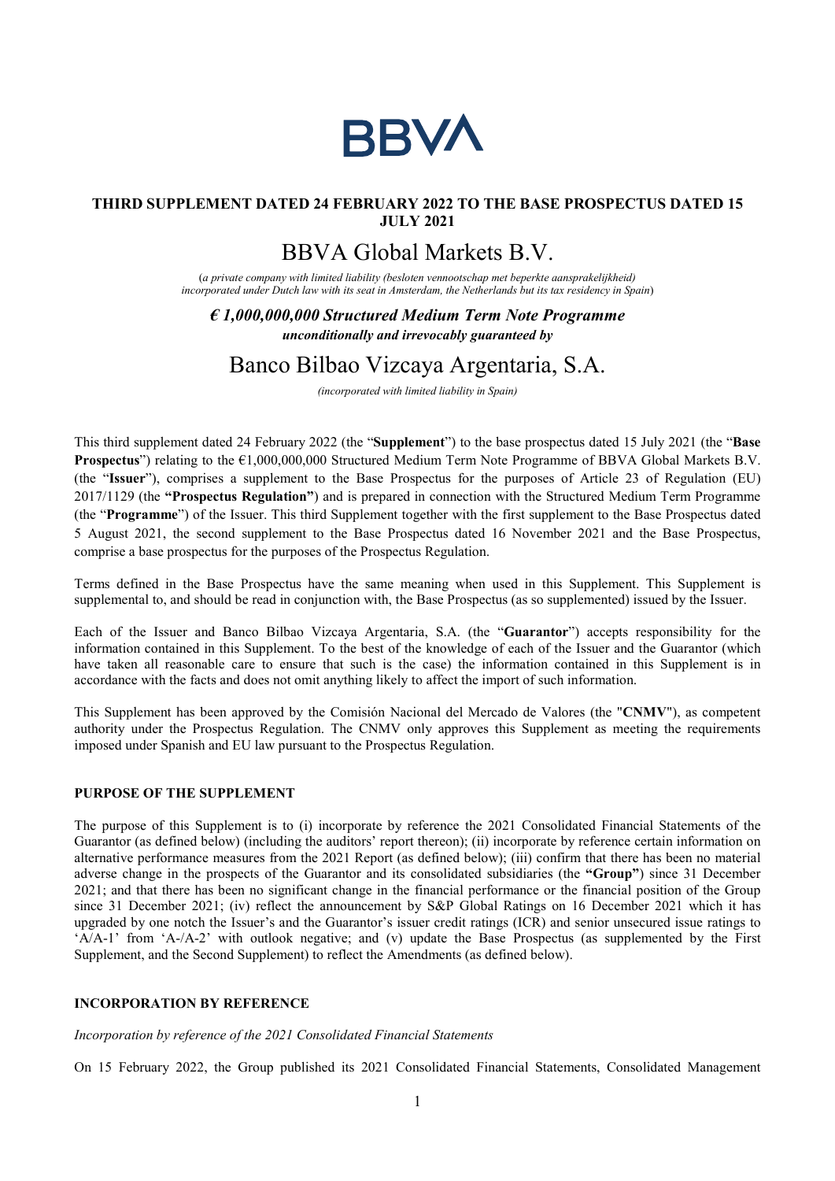BBVA

**THIRD SUPPLEMENT DATED 24 FEBRUARY 2022 TO THE BASE PROSPECTUS DATED 15 JULY 2021**

# BBVA Global Markets B.V.

(*a private company with limited liability (besloten vennootschap met beperkte aansprakelijkheid) incorporated under Dutch law with its seat in Amsterdam, the Netherlands but its tax residency in Spain*)

***€ 1,000,000,000 Structured Medium Term Note Programme***

***unconditionally and irrevocably guaranteed by***

# Banco Bilbao Vizcaya Argentaria, S.A.

*(incorporated with limited liability in Spain)*

This third supplement dated 24 February 2022 (the "**Supplement**") to the base prospectus dated 15 July 2021 (the "**Base Prospectus**") relating to the €1,000,000,000 Structured Medium Term Note Programme of BBVA Global Markets B.V. (the "**Issuer**"), comprises a supplement to the Base Prospectus for the purposes of Article 23 of Regulation (EU) 2017/1129 (the **"Prospectus Regulation"**) and is prepared in connection with the Structured Medium Term Programme (the "**Programme**") of the Issuer. This third Supplement together with the first supplement to the Base Prospectus dated 5 August 2021, the second supplement to the Base Prospectus dated 16 November 2021 and the Base Prospectus, comprise a base prospectus for the purposes of the Prospectus Regulation.

Terms defined in the Base Prospectus have the same meaning when used in this Supplement. This Supplement is supplemental to, and should be read in conjunction with, the Base Prospectus (as so supplemented) issued by the Issuer.

Each of the Issuer and Banco Bilbao Vizcaya Argentaria, S.A. (the "**Guarantor**") accepts responsibility for the information contained in this Supplement. To the best of the knowledge of each of the Issuer and the Guarantor (which have taken all reasonable care to ensure that such is the case) the information contained in this Supplement is in accordance with the facts and does not omit anything likely to affect the import of such information.

This Supplement has been approved by the Comisión Nacional del Mercado de Valores (the "**CNMV**"), as competent authority under the Prospectus Regulation. The CNMV only approves this Supplement as meeting the requirements imposed under Spanish and EU law pursuant to the Prospectus Regulation.

## PURPOSE OF THE SUPPLEMENT

The purpose of this Supplement is to (i) incorporate by reference the 2021 Consolidated Financial Statements of the Guarantor (as defined below) (including the auditors' report thereon); (ii) incorporate by reference certain information on alternative performance measures from the 2021 Report (as defined below); (iii) confirm that there has been no material adverse change in the prospects of the Guarantor and its consolidated subsidiaries (the **"Group"**) since 31 December 2021; and that there has been no significant change in the financial performance or the financial position of the Group since 31 December 2021; (iv) reflect the announcement by S&P Global Ratings on 16 December 2021 which it has upgraded by one notch the Issuer's and the Guarantor's issuer credit ratings (ICR) and senior unsecured issue ratings to 'A/A-1' from 'A-/A-2' with outlook negative; and (v) update the Base Prospectus (as supplemented by the First Supplement, and the Second Supplement) to reflect the Amendments (as defined below).

## INCORPORATION BY REFERENCE

*Incorporation by reference of the 2021 Consolidated Financial Statements*

On 15 February 2022, the Group published its 2021 Consolidated Financial Statements, Consolidated Management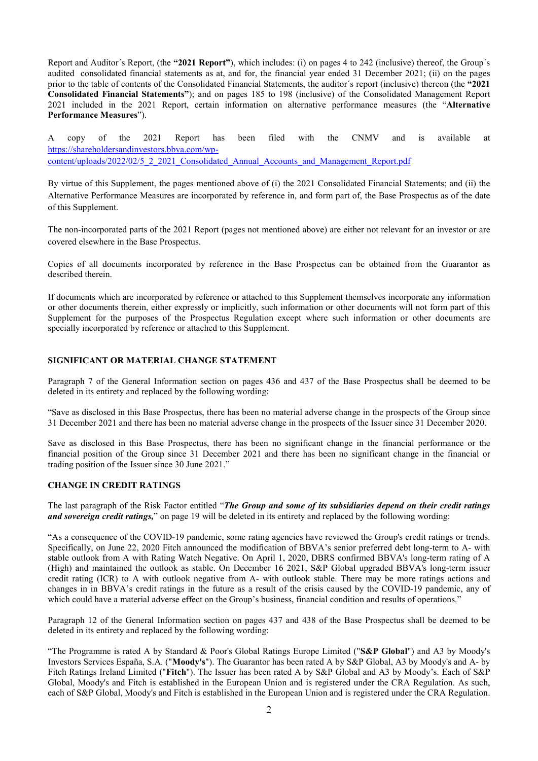Report and Auditor´s Report, (the **"2021 Report"**), which includes: (i) on pages 4 to 242 (inclusive) thereof, the Group´s audited consolidated financial statements as at, and for, the financial year ended 31 December 2021; (ii) on the pages prior to the table of contents of the Consolidated Financial Statements, the auditor´s report (inclusive) thereon (the **"2021 Consolidated Financial Statements"**); and on pages 185 to 198 (inclusive) of the Consolidated Management Report 2021 included in the 2021 Report, certain information on alternative performance measures (the "**Alternative Performance Measures**").

A copy of the 2021 Report has been filed with the CNMV and is available at [https://shareholdersandinvestors.bbva.com/wp-content/uploads/2022/02/5_2_2021_Consolidated_Annual_Accounts_and_Management_Report.pdf](https://shareholdersandinvestors.bbva.com/wp-content/uploads/2022/02/5_2_2021_Consolidated_Annual_Accounts_and_Management_Report.pdf)

By virtue of this Supplement, the pages mentioned above of (i) the 2021 Consolidated Financial Statements; and (ii) the Alternative Performance Measures are incorporated by reference in, and form part of, the Base Prospectus as of the date of this Supplement.

The non-incorporated parts of the 2021 Report (pages not mentioned above) are either not relevant for an investor or are covered elsewhere in the Base Prospectus.

Copies of all documents incorporated by reference in the Base Prospectus can be obtained from the Guarantor as described therein.

If documents which are incorporated by reference or attached to this Supplement themselves incorporate any information or other documents therein, either expressly or implicitly, such information or other documents will not form part of this Supplement for the purposes of the Prospectus Regulation except where such information or other documents are specially incorporated by reference or attached to this Supplement.

## SIGNIFICANT OR MATERIAL CHANGE STATEMENT

Paragraph 7 of the General Information section on pages 436 and 437 of the Base Prospectus shall be deemed to be deleted in its entirety and replaced by the following wording:

"Save as disclosed in this Base Prospectus, there has been no material adverse change in the prospects of the Group since 31 December 2021 and there has been no material adverse change in the prospects of the Issuer since 31 December 2020.

Save as disclosed in this Base Prospectus, there has been no significant change in the financial performance or the financial position of the Group since 31 December 2021 and there has been no significant change in the financial or trading position of the Issuer since 30 June 2021."

## CHANGE IN CREDIT RATINGS

The last paragraph of the Risk Factor entitled "***The Group and some of its subsidiaries depend on their credit ratings and sovereign credit ratings,***" on page 19 will be deleted in its entirety and replaced by the following wording:

"As a consequence of the COVID-19 pandemic, some rating agencies have reviewed the Group's credit ratings or trends. Specifically, on June 22, 2020 Fitch announced the modification of BBVA's senior preferred debt long-term to A- with stable outlook from A with Rating Watch Negative. On April 1, 2020, DBRS confirmed BBVA's long-term rating of A (High) and maintained the outlook as stable. On December 16 2021, S&P Global upgraded BBVA's long-term issuer credit rating (ICR) to A with outlook negative from A- with outlook stable. There may be more ratings actions and changes in in BBVA's credit ratings in the future as a result of the crisis caused by the COVID-19 pandemic, any of which could have a material adverse effect on the Group's business, financial condition and results of operations."

Paragraph 12 of the General Information section on pages 437 and 438 of the Base Prospectus shall be deemed to be deleted in its entirety and replaced by the following wording:

"The Programme is rated A by Standard & Poor's Global Ratings Europe Limited ("**S&P Global**") and A3 by Moody's Investors Services España, S.A. ("**Moody's**"). The Guarantor has been rated A by S&P Global, A3 by Moody's and A- by Fitch Ratings Ireland Limited ("**Fitch**"). The Issuer has been rated A by S&P Global and A3 by Moody's. Each of S&P Global, Moody's and Fitch is established in the European Union and is registered under the CRA Regulation. As such, each of S&P Global, Moody's and Fitch is established in the European Union and is registered under the CRA Regulation.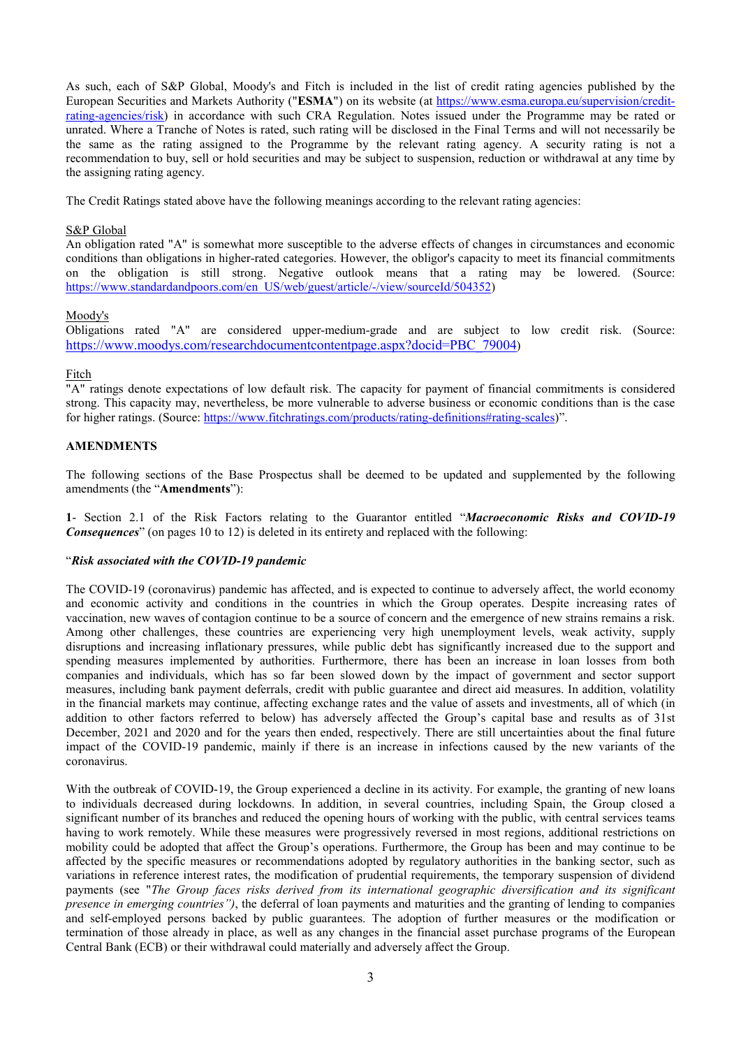As such, each of S&P Global, Moody's and Fitch is included in the list of credit rating agencies published by the European Securities and Markets Authority ("**ESMA**") on its website (at https://www.esma.europa.eu/supervision/credit-rating-agencies/risk) in accordance with such CRA Regulation. Notes issued under the Programme may be rated or unrated. Where a Tranche of Notes is rated, such rating will be disclosed in the Final Terms and will not necessarily be the same as the rating assigned to the Programme by the relevant rating agency. A security rating is not a recommendation to buy, sell or hold securities and may be subject to suspension, reduction or withdrawal at any time by the assigning rating agency.

The Credit Ratings stated above have the following meanings according to the relevant rating agencies:

S&P Global
An obligation rated "A" is somewhat more susceptible to the adverse effects of changes in circumstances and economic conditions than obligations in higher-rated categories. However, the obligor's capacity to meet its financial commitments on the obligation is still strong. Negative outlook means that a rating may be lowered. (Source: https://www.standardandpoors.com/en_US/web/guest/article/-/view/sourceId/504352)

Moody's
Obligations rated "A" are considered upper-medium-grade and are subject to low credit risk. (Source: https://www.moodys.com/researchdocumentcontentpage.aspx?docid=PBC_79004)

Fitch
"A" ratings denote expectations of low default risk. The capacity for payment of financial commitments is considered strong. This capacity may, nevertheless, be more vulnerable to adverse business or economic conditions than is the case for higher ratings. (Source: https://www.fitchratings.com/products/rating-definitions#rating-scales)".

**AMENDMENTS**

The following sections of the Base Prospectus shall be deemed to be updated and supplemented by the following amendments (the "**Amendments**"):

**1**- Section 2.1 of the Risk Factors relating to the Guarantor entitled "***Macroeconomic Risks and COVID-19 Consequences***" (on pages 10 to 12) is deleted in its entirety and replaced with the following:

"***Risk associated with the COVID-19 pandemic***

The COVID-19 (coronavirus) pandemic has affected, and is expected to continue to adversely affect, the world economy and economic activity and conditions in the countries in which the Group operates. Despite increasing rates of vaccination, new waves of contagion continue to be a source of concern and the emergence of new strains remains a risk. Among other challenges, these countries are experiencing very high unemployment levels, weak activity, supply disruptions and increasing inflationary pressures, while public debt has significantly increased due to the support and spending measures implemented by authorities. Furthermore, there has been an increase in loan losses from both companies and individuals, which has so far been slowed down by the impact of government and sector support measures, including bank payment deferrals, credit with public guarantee and direct aid measures. In addition, volatility in the financial markets may continue, affecting exchange rates and the value of assets and investments, all of which (in addition to other factors referred to below) has adversely affected the Group's capital base and results as of 31st December, 2021 and 2020 and for the years then ended, respectively. There are still uncertainties about the final future impact of the COVID-19 pandemic, mainly if there is an increase in infections caused by the new variants of the coronavirus.

With the outbreak of COVID-19, the Group experienced a decline in its activity. For example, the granting of new loans to individuals decreased during lockdowns. In addition, in several countries, including Spain, the Group closed a significant number of its branches and reduced the opening hours of working with the public, with central services teams having to work remotely. While these measures were progressively reversed in most regions, additional restrictions on mobility could be adopted that affect the Group's operations. Furthermore, the Group has been and may continue to be affected by the specific measures or recommendations adopted by regulatory authorities in the banking sector, such as variations in reference interest rates, the modification of prudential requirements, the temporary suspension of dividend payments (see "*The Group faces risks derived from its international geographic diversification and its significant presence in emerging countries")*, the deferral of loan payments and maturities and the granting of lending to companies and self-employed persons backed by public guarantees. The adoption of further measures or the modification or termination of those already in place, as well as any changes in the financial asset purchase programs of the European Central Bank (ECB) or their withdrawal could materially and adversely affect the Group.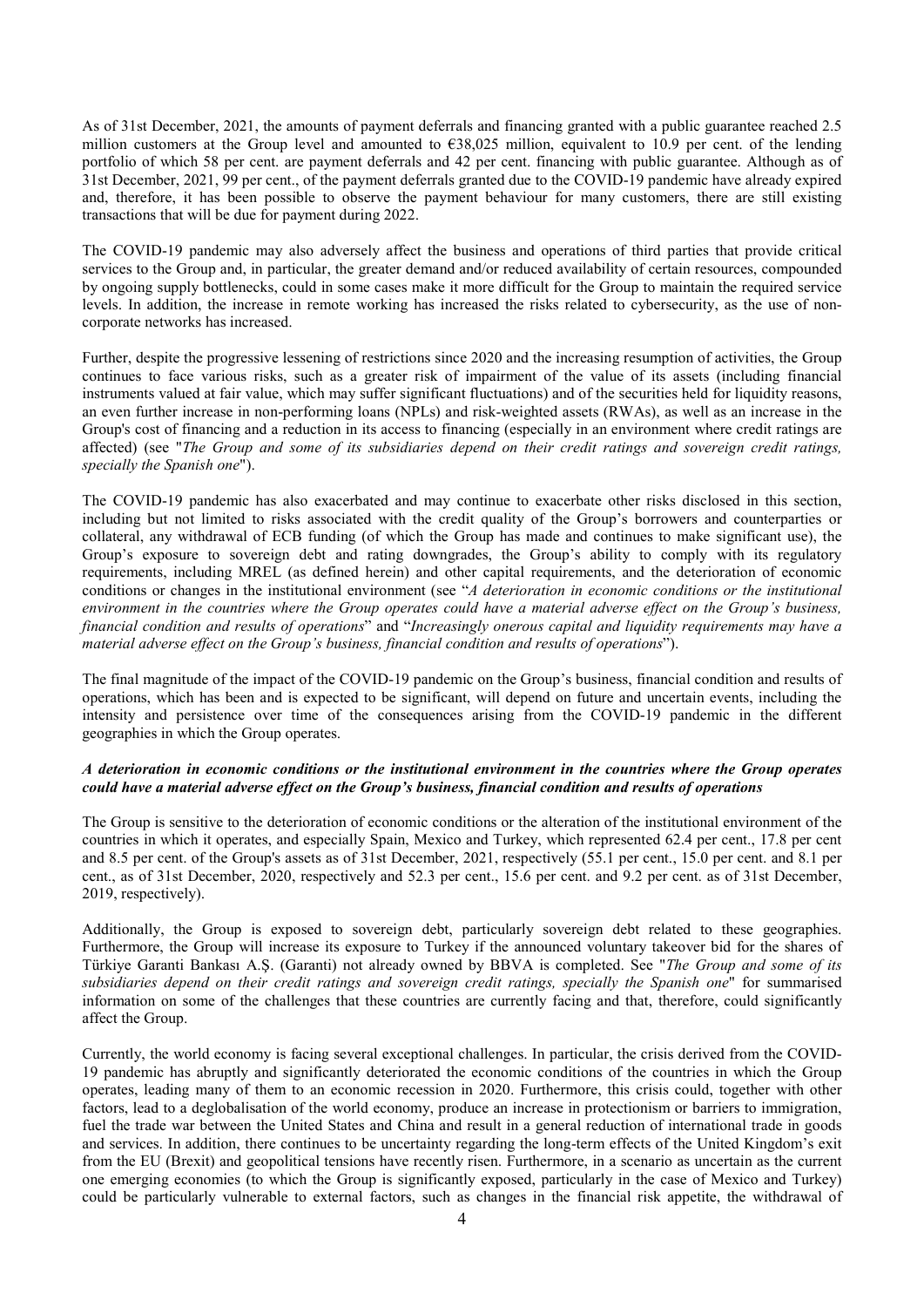As of 31st December, 2021, the amounts of payment deferrals and financing granted with a public guarantee reached 2.5 million customers at the Group level and amounted to €38,025 million, equivalent to 10.9 per cent. of the lending portfolio of which 58 per cent. are payment deferrals and 42 per cent. financing with public guarantee. Although as of 31st December, 2021, 99 per cent., of the payment deferrals granted due to the COVID-19 pandemic have already expired and, therefore, it has been possible to observe the payment behaviour for many customers, there are still existing transactions that will be due for payment during 2022.

The COVID-19 pandemic may also adversely affect the business and operations of third parties that provide critical services to the Group and, in particular, the greater demand and/or reduced availability of certain resources, compounded by ongoing supply bottlenecks, could in some cases make it more difficult for the Group to maintain the required service levels. In addition, the increase in remote working has increased the risks related to cybersecurity, as the use of non-corporate networks has increased.

Further, despite the progressive lessening of restrictions since 2020 and the increasing resumption of activities, the Group continues to face various risks, such as a greater risk of impairment of the value of its assets (including financial instruments valued at fair value, which may suffer significant fluctuations) and of the securities held for liquidity reasons, an even further increase in non-performing loans (NPLs) and risk-weighted assets (RWAs), as well as an increase in the Group's cost of financing and a reduction in its access to financing (especially in an environment where credit ratings are affected) (see "*The Group and some of its subsidiaries depend on their credit ratings and sovereign credit ratings, specially the Spanish one*").

The COVID-19 pandemic has also exacerbated and may continue to exacerbate other risks disclosed in this section, including but not limited to risks associated with the credit quality of the Group's borrowers and counterparties or collateral, any withdrawal of ECB funding (of which the Group has made and continues to make significant use), the Group's exposure to sovereign debt and rating downgrades, the Group's ability to comply with its regulatory requirements, including MREL (as defined herein) and other capital requirements, and the deterioration of economic conditions or changes in the institutional environment (see "*A deterioration in economic conditions or the institutional environment in the countries where the Group operates could have a material adverse effect on the Group's business, financial condition and results of operations*" and "*Increasingly onerous capital and liquidity requirements may have a material adverse effect on the Group's business, financial condition and results of operations*").

The final magnitude of the impact of the COVID-19 pandemic on the Group's business, financial condition and results of operations, which has been and is expected to be significant, will depend on future and uncertain events, including the intensity and persistence over time of the consequences arising from the COVID-19 pandemic in the different geographies in which the Group operates.

***A deterioration in economic conditions or the institutional environment in the countries where the Group operates could have a material adverse effect on the Group's business, financial condition and results of operations***

The Group is sensitive to the deterioration of economic conditions or the alteration of the institutional environment of the countries in which it operates, and especially Spain, Mexico and Turkey, which represented 62.4 per cent., 17.8 per cent and 8.5 per cent. of the Group's assets as of 31st December, 2021, respectively (55.1 per cent., 15.0 per cent. and 8.1 per cent., as of 31st December, 2020, respectively and 52.3 per cent., 15.6 per cent. and 9.2 per cent. as of 31st December, 2019, respectively).

Additionally, the Group is exposed to sovereign debt, particularly sovereign debt related to these geographies. Furthermore, the Group will increase its exposure to Turkey if the announced voluntary takeover bid for the shares of Türkiye Garanti Bankası A.Ş. (Garanti) not already owned by BBVA is completed. See "*The Group and some of its subsidiaries depend on their credit ratings and sovereign credit ratings, specially the Spanish one*" for summarised information on some of the challenges that these countries are currently facing and that, therefore, could significantly affect the Group.

Currently, the world economy is facing several exceptional challenges. In particular, the crisis derived from the COVID-19 pandemic has abruptly and significantly deteriorated the economic conditions of the countries in which the Group operates, leading many of them to an economic recession in 2020. Furthermore, this crisis could, together with other factors, lead to a deglobalisation of the world economy, produce an increase in protectionism or barriers to immigration, fuel the trade war between the United States and China and result in a general reduction of international trade in goods and services. In addition, there continues to be uncertainty regarding the long-term effects of the United Kingdom's exit from the EU (Brexit) and geopolitical tensions have recently risen. Furthermore, in a scenario as uncertain as the current one emerging economies (to which the Group is significantly exposed, particularly in the case of Mexico and Turkey) could be particularly vulnerable to external factors, such as changes in the financial risk appetite, the withdrawal of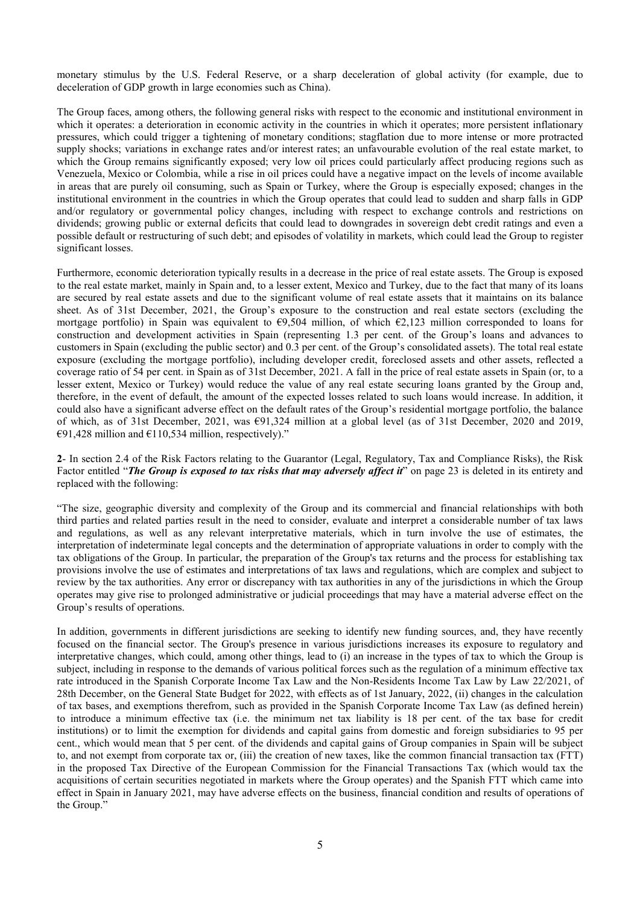monetary stimulus by the U.S. Federal Reserve, or a sharp deceleration of global activity (for example, due to deceleration of GDP growth in large economies such as China).

The Group faces, among others, the following general risks with respect to the economic and institutional environment in which it operates: a deterioration in economic activity in the countries in which it operates; more persistent inflationary pressures, which could trigger a tightening of monetary conditions; stagflation due to more intense or more protracted supply shocks; variations in exchange rates and/or interest rates; an unfavourable evolution of the real estate market, to which the Group remains significantly exposed; very low oil prices could particularly affect producing regions such as Venezuela, Mexico or Colombia, while a rise in oil prices could have a negative impact on the levels of income available in areas that are purely oil consuming, such as Spain or Turkey, where the Group is especially exposed; changes in the institutional environment in the countries in which the Group operates that could lead to sudden and sharp falls in GDP and/or regulatory or governmental policy changes, including with respect to exchange controls and restrictions on dividends; growing public or external deficits that could lead to downgrades in sovereign debt credit ratings and even a possible default or restructuring of such debt; and episodes of volatility in markets, which could lead the Group to register significant losses.

Furthermore, economic deterioration typically results in a decrease in the price of real estate assets. The Group is exposed to the real estate market, mainly in Spain and, to a lesser extent, Mexico and Turkey, due to the fact that many of its loans are secured by real estate assets and due to the significant volume of real estate assets that it maintains on its balance sheet. As of 31st December, 2021, the Group's exposure to the construction and real estate sectors (excluding the mortgage portfolio) in Spain was equivalent to €9,504 million, of which €2,123 million corresponded to loans for construction and development activities in Spain (representing 1.3 per cent. of the Group's loans and advances to customers in Spain (excluding the public sector) and 0.3 per cent. of the Group's consolidated assets). The total real estate exposure (excluding the mortgage portfolio), including developer credit, foreclosed assets and other assets, reflected a coverage ratio of 54 per cent. in Spain as of 31st December, 2021. A fall in the price of real estate assets in Spain (or, to a lesser extent, Mexico or Turkey) would reduce the value of any real estate securing loans granted by the Group and, therefore, in the event of default, the amount of the expected losses related to such loans would increase. In addition, it could also have a significant adverse effect on the default rates of the Group's residential mortgage portfolio, the balance of which, as of 31st December, 2021, was €91,324 million at a global level (as of 31st December, 2020 and 2019, €91,428 million and €110,534 million, respectively)."

**2**- In section 2.4 of the Risk Factors relating to the Guarantor (Legal, Regulatory, Tax and Compliance Risks), the Risk Factor entitled "***The Group is exposed to tax risks that may adversely affect it***" on page 23 is deleted in its entirety and replaced with the following:

"The size, geographic diversity and complexity of the Group and its commercial and financial relationships with both third parties and related parties result in the need to consider, evaluate and interpret a considerable number of tax laws and regulations, as well as any relevant interpretative materials, which in turn involve the use of estimates, the interpretation of indeterminate legal concepts and the determination of appropriate valuations in order to comply with the tax obligations of the Group. In particular, the preparation of the Group's tax returns and the process for establishing tax provisions involve the use of estimates and interpretations of tax laws and regulations, which are complex and subject to review by the tax authorities. Any error or discrepancy with tax authorities in any of the jurisdictions in which the Group operates may give rise to prolonged administrative or judicial proceedings that may have a material adverse effect on the Group's results of operations.

In addition, governments in different jurisdictions are seeking to identify new funding sources, and, they have recently focused on the financial sector. The Group's presence in various jurisdictions increases its exposure to regulatory and interpretative changes, which could, among other things, lead to (i) an increase in the types of tax to which the Group is subject, including in response to the demands of various political forces such as the regulation of a minimum effective tax rate introduced in the Spanish Corporate Income Tax Law and the Non-Residents Income Tax Law by Law 22/2021, of 28th December, on the General State Budget for 2022, with effects as of 1st January, 2022, (ii) changes in the calculation of tax bases, and exemptions therefrom, such as provided in the Spanish Corporate Income Tax Law (as defined herein) to introduce a minimum effective tax (i.e. the minimum net tax liability is 18 per cent. of the tax base for credit institutions) or to limit the exemption for dividends and capital gains from domestic and foreign subsidiaries to 95 per cent., which would mean that 5 per cent. of the dividends and capital gains of Group companies in Spain will be subject to, and not exempt from corporate tax or, (iii) the creation of new taxes, like the common financial transaction tax (FTT) in the proposed Tax Directive of the European Commission for the Financial Transactions Tax (which would tax the acquisitions of certain securities negotiated in markets where the Group operates) and the Spanish FTT which came into effect in Spain in January 2021, may have adverse effects on the business, financial condition and results of operations of the Group."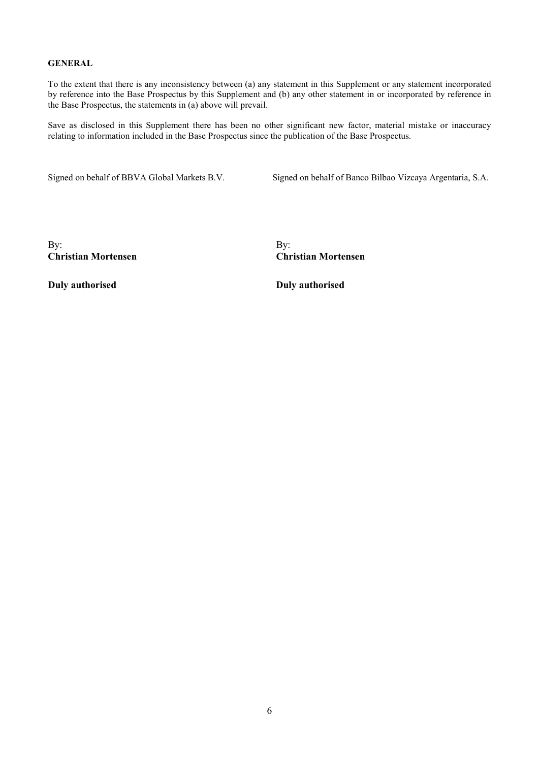**GENERAL**

To the extent that there is any inconsistency between (a) any statement in this Supplement or any statement incorporated by reference into the Base Prospectus by this Supplement and (b) any other statement in or incorporated by reference in the Base Prospectus, the statements in (a) above will prevail.

Save as disclosed in this Supplement there has been no other significant new factor, material mistake or inaccuracy relating to information included in the Base Prospectus since the publication of the Base Prospectus.

Signed on behalf of BBVA Global Markets B.V.

By:
**Christian Mortensen**

**Duly authorised**

Signed on behalf of Banco Bilbao Vizcaya Argentaria, S.A.

By:
**Christian Mortensen**

**Duly authorised**